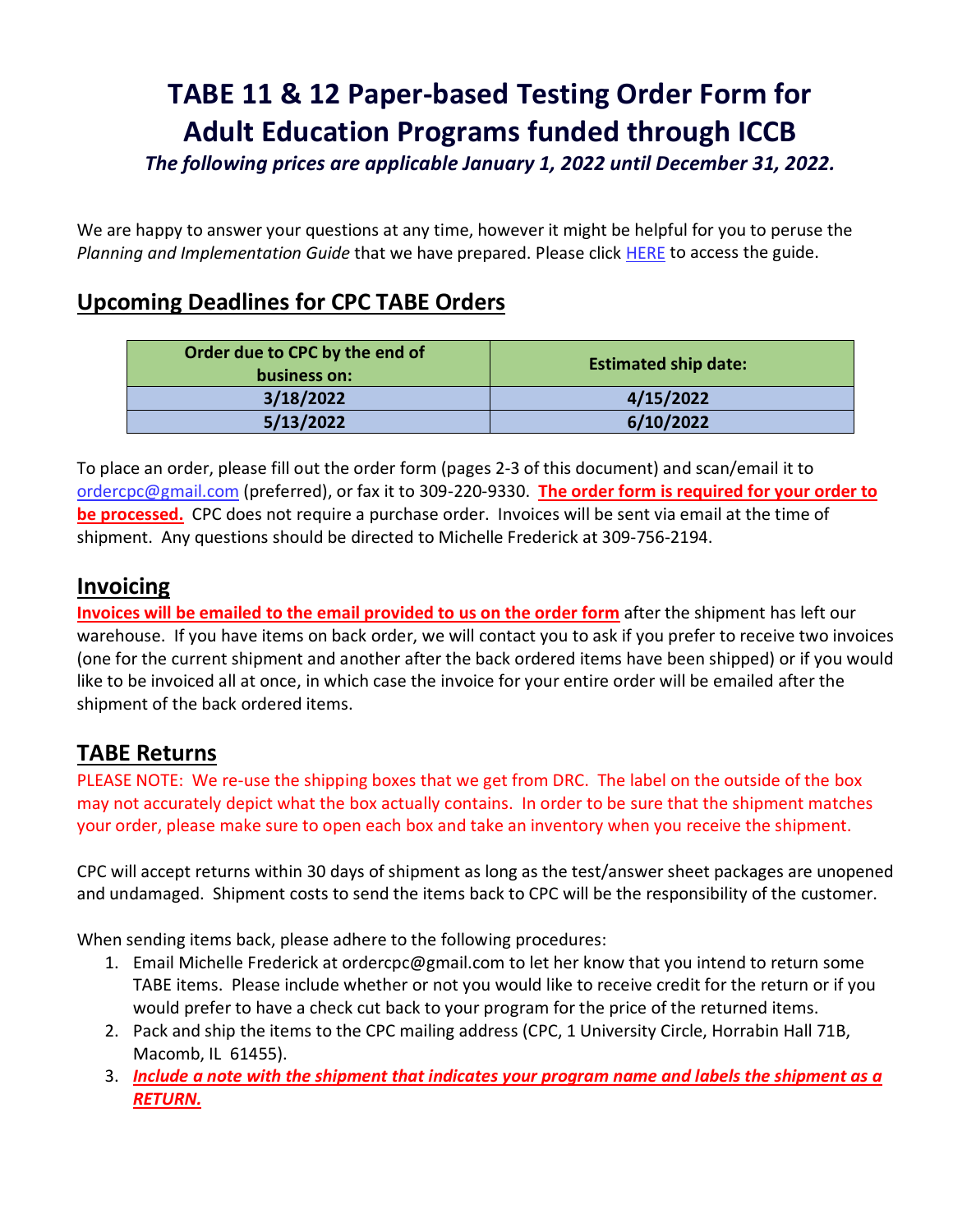# TABE 11 & 12 Paper-based Testing Order Form for Adult Education Programs funded through ICCB

***The following prices are applicable January 1, 2022 until December 31, 2022.***

We are happy to answer your questions at any time, however it might be helpful for you to peruse the *Planning and Implementation Guide* that we have prepared. Please click HERE to access the guide.

## Upcoming Deadlines for CPC TABE Orders

| Order due to CPC by the end of business on: | Estimated ship date: |
|---|---|
| 3/18/2022 | 4/15/2022 |
| 5/13/2022 | 6/10/2022 |

To place an order, please fill out the order form (pages 2-3 of this document) and scan/email it to ordercpc@gmail.com (preferred), or fax it to 309-220-9330. **The order form is required for your order to be processed.** CPC does not require a purchase order. Invoices will be sent via email at the time of shipment. Any questions should be directed to Michelle Frederick at 309-756-2194.

## Invoicing

**Invoices will be emailed to the email provided to us on the order form** after the shipment has left our warehouse. If you have items on back order, we will contact you to ask if you prefer to receive two invoices (one for the current shipment and another after the back ordered items have been shipped) or if you would like to be invoiced all at once, in which case the invoice for your entire order will be emailed after the shipment of the back ordered items.

## TABE Returns

PLEASE NOTE: We re-use the shipping boxes that we get from DRC. The label on the outside of the box may not accurately depict what the box actually contains. In order to be sure that the shipment matches your order, please make sure to open each box and take an inventory when you receive the shipment.

CPC will accept returns within 30 days of shipment as long as the test/answer sheet packages are unopened and undamaged. Shipment costs to send the items back to CPC will be the responsibility of the customer.

When sending items back, please adhere to the following procedures:

1. Email Michelle Frederick at ordercpc@gmail.com to let her know that you intend to return some TABE items. Please include whether or not you would like to receive credit for the return or if you would prefer to have a check cut back to your program for the price of the returned items.
2. Pack and ship the items to the CPC mailing address (CPC, 1 University Circle, Horrabin Hall 71B, Macomb, IL 61455).
3. ***Include a note with the shipment that indicates your program name and labels the shipment as a RETURN.***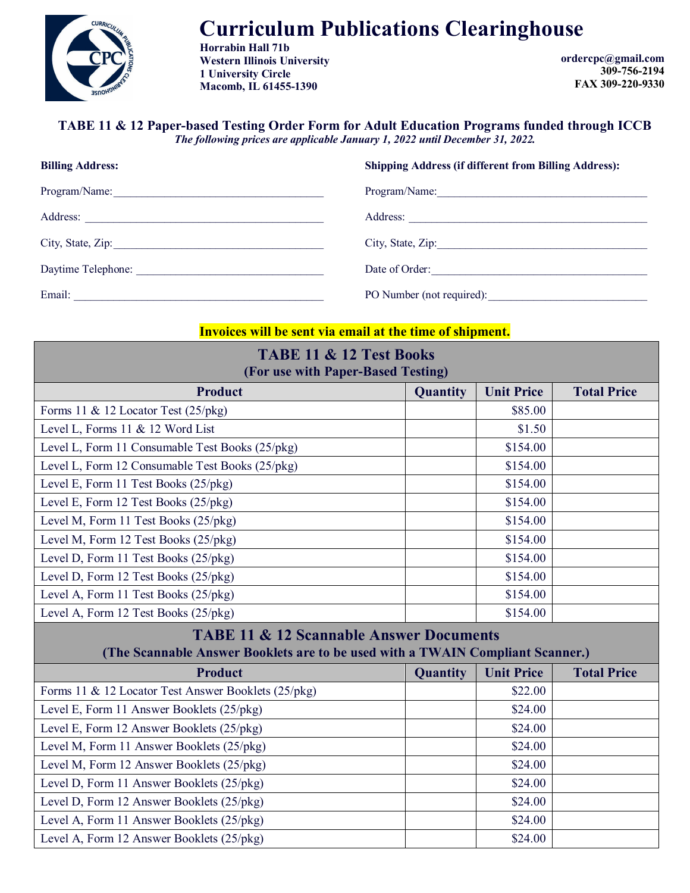# Curriculum Publications Clearinghouse

**Horrabin Hall 71b**
**Western Illinois University**
**1 University Circle**
**Macomb, IL 61455-1390**

**ordercpc@gmail.com**
**309-756-2194**
**FAX 309-220-9330**

## TABE 11 & 12 Paper-based Testing Order Form for Adult Education Programs funded through ICCB

***The following prices are applicable January 1, 2022 until December 31, 2022.***

**Billing Address:**

Program/Name:______________________________________

Address: __________________________________________

City, State, Zip:_____________________________________

Daytime Telephone: _________________________________

Email: ____________________________________________

**Shipping Address (if different from Billing Address):**

Program/Name:______________________________________

Address: __________________________________________

City, State, Zip:_____________________________________

Date of Order:_______________________________________

PO Number (not required):____________________________

**Invoices will be sent via email at the time of shipment.**

| **TABE 11 & 12 Test Books (For use with Paper-Based Testing)** | | | |
|---|---|---|---|
| **Product** | **Quantity** | **Unit Price** | **Total Price** |
| Forms 11 & 12 Locator Test (25/pkg) | | $85.00 | |
| Level L, Forms 11 & 12 Word List | | $1.50 | |
| Level L, Form 11 Consumable Test Books (25/pkg) | | $154.00 | |
| Level L, Form 12 Consumable Test Books (25/pkg) | | $154.00 | |
| Level E, Form 11 Test Books (25/pkg) | | $154.00 | |
| Level E, Form 12 Test Books (25/pkg) | | $154.00 | |
| Level M, Form 11 Test Books (25/pkg) | | $154.00 | |
| Level M, Form 12 Test Books (25/pkg) | | $154.00 | |
| Level D, Form 11 Test Books (25/pkg) | | $154.00 | |
| Level D, Form 12 Test Books (25/pkg) | | $154.00 | |
| Level A, Form 11 Test Books (25/pkg) | | $154.00 | |
| Level A, Form 12 Test Books (25/pkg) | | $154.00 | |
| **TABE 11 & 12 Scannable Answer Documents (The Scannable Answer Booklets are to be used with a TWAIN Compliant Scanner.)** | | | |
| **Product** | **Quantity** | **Unit Price** | **Total Price** |
| Forms 11 & 12 Locator Test Answer Booklets (25/pkg) | | $22.00 | |
| Level E, Form 11 Answer Booklets (25/pkg) | | $24.00 | |
| Level E, Form 12 Answer Booklets (25/pkg) | | $24.00 | |
| Level M, Form 11 Answer Booklets (25/pkg) | | $24.00 | |
| Level M, Form 12 Answer Booklets (25/pkg) | | $24.00 | |
| Level D, Form 11 Answer Booklets (25/pkg) | | $24.00 | |
| Level D, Form 12 Answer Booklets (25/pkg) | | $24.00 | |
| Level A, Form 11 Answer Booklets (25/pkg) | | $24.00 | |
| Level A, Form 12 Answer Booklets (25/pkg) | | $24.00 | |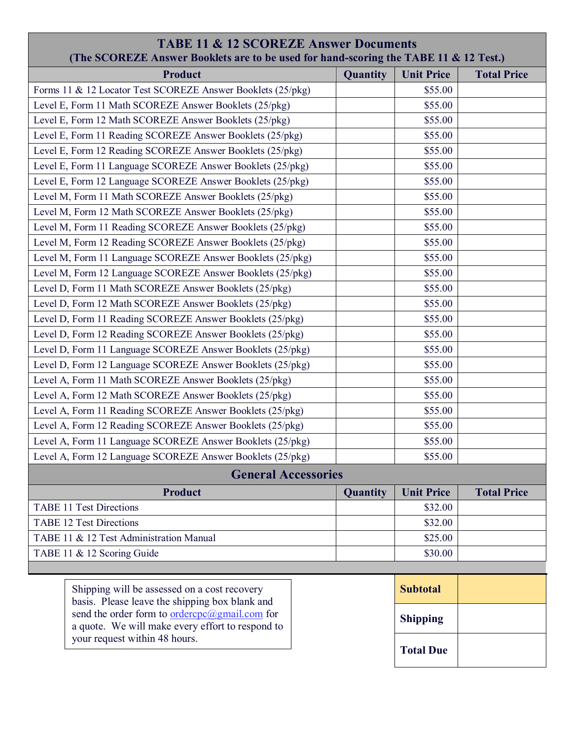## TABE 11 & 12 SCOREZE Answer Documents

**(The SCOREZE Answer Booklets are to be used for hand-scoring the TABE 11 & 12 Test.)**

| Product | Quantity | Unit Price | Total Price |
|---|---|---|---|
| Forms 11 & 12 Locator Test SCOREZE Answer Booklets (25/pkg) | | $55.00 | |
| Level E, Form 11 Math SCOREZE Answer Booklets (25/pkg) | | $55.00 | |
| Level E, Form 12 Math SCOREZE Answer Booklets (25/pkg) | | $55.00 | |
| Level E, Form 11 Reading SCOREZE Answer Booklets (25/pkg) | | $55.00 | |
| Level E, Form 12 Reading SCOREZE Answer Booklets (25/pkg) | | $55.00 | |
| Level E, Form 11 Language SCOREZE Answer Booklets (25/pkg) | | $55.00 | |
| Level E, Form 12 Language SCOREZE Answer Booklets (25/pkg) | | $55.00 | |
| Level M, Form 11 Math SCOREZE Answer Booklets (25/pkg) | | $55.00 | |
| Level M, Form 12 Math SCOREZE Answer Booklets (25/pkg) | | $55.00 | |
| Level M, Form 11 Reading SCOREZE Answer Booklets (25/pkg) | | $55.00 | |
| Level M, Form 12 Reading SCOREZE Answer Booklets (25/pkg) | | $55.00 | |
| Level M, Form 11 Language SCOREZE Answer Booklets (25/pkg) | | $55.00 | |
| Level M, Form 12 Language SCOREZE Answer Booklets (25/pkg) | | $55.00 | |
| Level D, Form 11 Math SCOREZE Answer Booklets (25/pkg) | | $55.00 | |
| Level D, Form 12 Math SCOREZE Answer Booklets (25/pkg) | | $55.00 | |
| Level D, Form 11 Reading SCOREZE Answer Booklets (25/pkg) | | $55.00 | |
| Level D, Form 12 Reading SCOREZE Answer Booklets (25/pkg) | | $55.00 | |
| Level D, Form 11 Language SCOREZE Answer Booklets (25/pkg) | | $55.00 | |
| Level D, Form 12 Language SCOREZE Answer Booklets (25/pkg) | | $55.00 | |
| Level A, Form 11 Math SCOREZE Answer Booklets (25/pkg) | | $55.00 | |
| Level A, Form 12 Math SCOREZE Answer Booklets (25/pkg) | | $55.00 | |
| Level A, Form 11 Reading SCOREZE Answer Booklets (25/pkg) | | $55.00 | |
| Level A, Form 12 Reading SCOREZE Answer Booklets (25/pkg) | | $55.00 | |
| Level A, Form 11 Language SCOREZE Answer Booklets (25/pkg) | | $55.00 | |
| Level A, Form 12 Language SCOREZE Answer Booklets (25/pkg) | | $55.00 | |

## General Accessories

| Product | Quantity | Unit Price | Total Price |
|---|---|---|---|
| TABE 11 Test Directions | | $32.00 | |
| TABE 12 Test Directions | | $32.00 | |
| TABE 11 & 12 Test Administration Manual | | $25.00 | |
| TABE 11 & 12 Scoring Guide | | $30.00 | |

Shipping will be assessed on a cost recovery basis. Please leave the shipping box blank and send the order form to ordercpc@gmail.com for a quote. We will make every effort to respond to your request within 48 hours.

| | |
|---|---|
| **Subtotal** | |
| **Shipping** | |
| **Total Due** | |